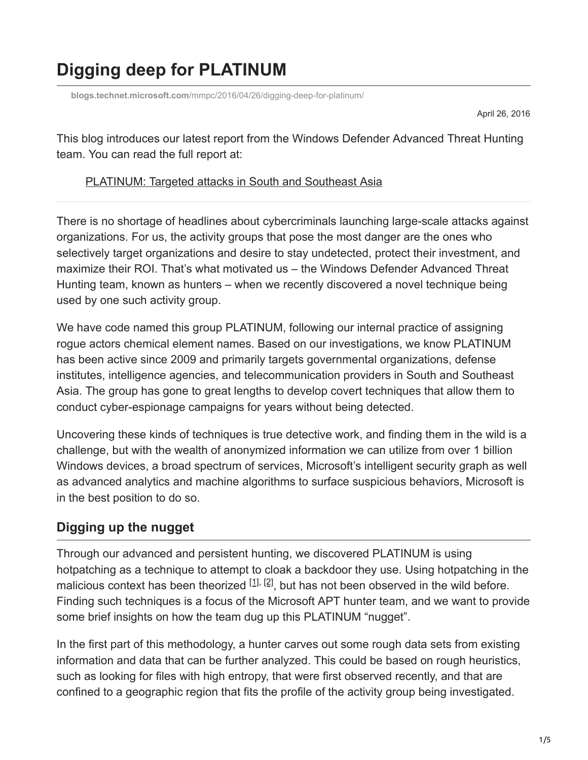# Digging deep for PLATINUM

blogs.technet.microsoft.com/mmpc/2016/04/26/digging-deep-for-platinum/

April 26, 2016

This blog introduces our latest report from the Windows Defender Advanced Threat Hunting team. You can read the full report at:

> PLATINUM: Targeted attacks in South and Southeast Asia

---

There is no shortage of headlines about cybercriminals launching large-scale attacks against organizations. For us, the activity groups that pose the most danger are the ones who selectively target organizations and desire to stay undetected, protect their investment, and maximize their ROI. That's what motivated us – the Windows Defender Advanced Threat Hunting team, known as hunters – when we recently discovered a novel technique being used by one such activity group.

We have code named this group PLATINUM, following our internal practice of assigning rogue actors chemical element names. Based on our investigations, we know PLATINUM has been active since 2009 and primarily targets governmental organizations, defense institutes, intelligence agencies, and telecommunication providers in South and Southeast Asia. The group has gone to great lengths to develop covert techniques that allow them to conduct cyber-espionage campaigns for years without being detected.

Uncovering these kinds of techniques is true detective work, and finding them in the wild is a challenge, but with the wealth of anonymized information we can utilize from over 1 billion Windows devices, a broad spectrum of services, Microsoft's intelligent security graph as well as advanced analytics and machine algorithms to surface suspicious behaviors, Microsoft is in the best position to do so.

## Digging up the nugget

Through our advanced and persistent hunting, we discovered PLATINUM is using hotpatching as a technique to attempt to cloak a backdoor they use. Using hotpatching in the malicious context has been theorized [1], [2], but has not been observed in the wild before. Finding such techniques is a focus of the Microsoft APT hunter team, and we want to provide some brief insights on how the team dug up this PLATINUM "nugget".

In the first part of this methodology, a hunter carves out some rough data sets from existing information and data that can be further analyzed. This could be based on rough heuristics, such as looking for files with high entropy, that were first observed recently, and that are confined to a geographic region that fits the profile of the activity group being investigated.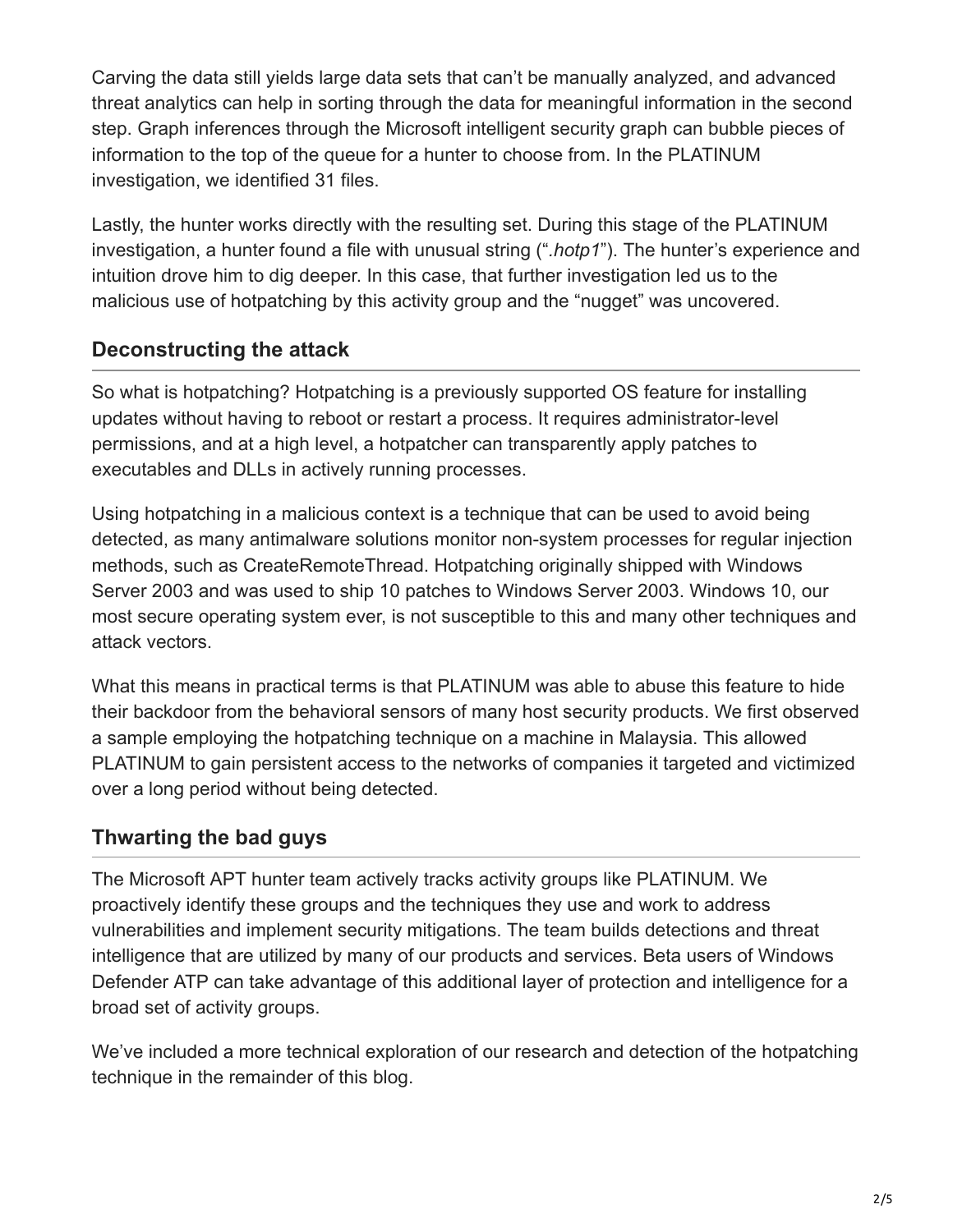Carving the data still yields large data sets that can't be manually analyzed, and advanced threat analytics can help in sorting through the data for meaningful information in the second step. Graph inferences through the Microsoft intelligent security graph can bubble pieces of information to the top of the queue for a hunter to choose from. In the PLATINUM investigation, we identified 31 files.

Lastly, the hunter works directly with the resulting set. During this stage of the PLATINUM investigation, a hunter found a file with unusual string ("*.hotp1*"). The hunter's experience and intuition drove him to dig deeper. In this case, that further investigation led us to the malicious use of hotpatching by this activity group and the "nugget" was uncovered.

## Deconstructing the attack

So what is hotpatching? Hotpatching is a previously supported OS feature for installing updates without having to reboot or restart a process. It requires administrator-level permissions, and at a high level, a hotpatcher can transparently apply patches to executables and DLLs in actively running processes.

Using hotpatching in a malicious context is a technique that can be used to avoid being detected, as many antimalware solutions monitor non-system processes for regular injection methods, such as CreateRemoteThread. Hotpatching originally shipped with Windows Server 2003 and was used to ship 10 patches to Windows Server 2003. Windows 10, our most secure operating system ever, is not susceptible to this and many other techniques and attack vectors.

What this means in practical terms is that PLATINUM was able to abuse this feature to hide their backdoor from the behavioral sensors of many host security products. We first observed a sample employing the hotpatching technique on a machine in Malaysia. This allowed PLATINUM to gain persistent access to the networks of companies it targeted and victimized over a long period without being detected.

## Thwarting the bad guys

The Microsoft APT hunter team actively tracks activity groups like PLATINUM. We proactively identify these groups and the techniques they use and work to address vulnerabilities and implement security mitigations. The team builds detections and threat intelligence that are utilized by many of our products and services. Beta users of Windows Defender ATP can take advantage of this additional layer of protection and intelligence for a broad set of activity groups.

We've included a more technical exploration of our research and detection of the hotpatching technique in the remainder of this blog.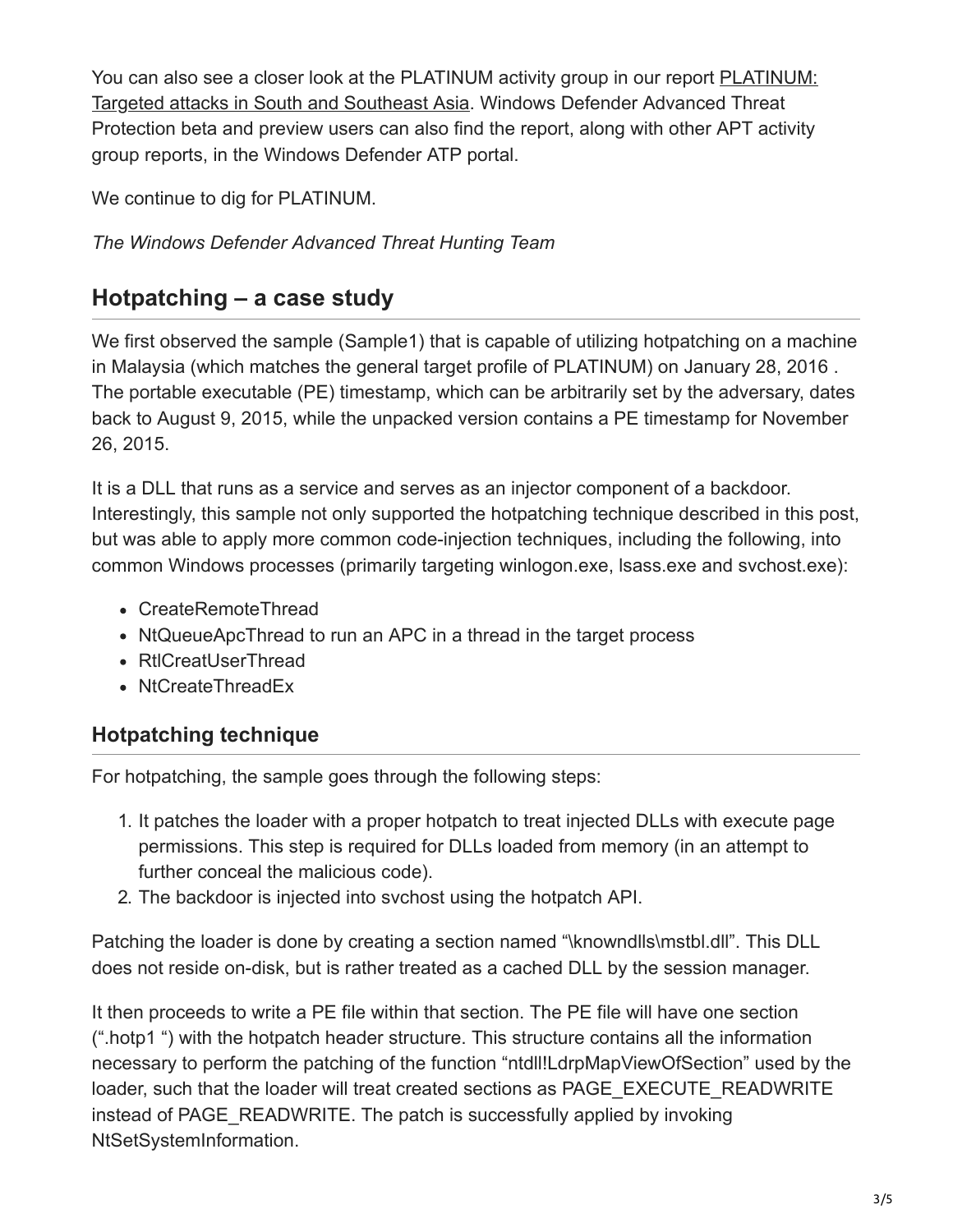You can also see a closer look at the PLATINUM activity group in our report PLATINUM: Targeted attacks in South and Southeast Asia. Windows Defender Advanced Threat Protection beta and preview users can also find the report, along with other APT activity group reports, in the Windows Defender ATP portal.

We continue to dig for PLATINUM.

*The Windows Defender Advanced Threat Hunting Team*

## Hotpatching – a case study

We first observed the sample (Sample1) that is capable of utilizing hotpatching on a machine in Malaysia (which matches the general target profile of PLATINUM) on January 28, 2016 . The portable executable (PE) timestamp, which can be arbitrarily set by the adversary, dates back to August 9, 2015, while the unpacked version contains a PE timestamp for November 26, 2015.

It is a DLL that runs as a service and serves as an injector component of a backdoor. Interestingly, this sample not only supported the hotpatching technique described in this post, but was able to apply more common code-injection techniques, including the following, into common Windows processes (primarily targeting winlogon.exe, lsass.exe and svchost.exe):

- CreateRemoteThread
- NtQueueApcThread to run an APC in a thread in the target process
- RtlCreatUserThread
- NtCreateThreadEx

### Hotpatching technique

For hotpatching, the sample goes through the following steps:

1. It patches the loader with a proper hotpatch to treat injected DLLs with execute page permissions. This step is required for DLLs loaded from memory (in an attempt to further conceal the malicious code).
2. The backdoor is injected into svchost using the hotpatch API.

Patching the loader is done by creating a section named "\knowndlls\mstbl.dll". This DLL does not reside on-disk, but is rather treated as a cached DLL by the session manager.

It then proceeds to write a PE file within that section. The PE file will have one section (".hotp1 ") with the hotpatch header structure. This structure contains all the information necessary to perform the patching of the function "ntdll!LdrpMapViewOfSection" used by the loader, such that the loader will treat created sections as PAGE_EXECUTE_READWRITE instead of PAGE_READWRITE. The patch is successfully applied by invoking NtSetSystemInformation.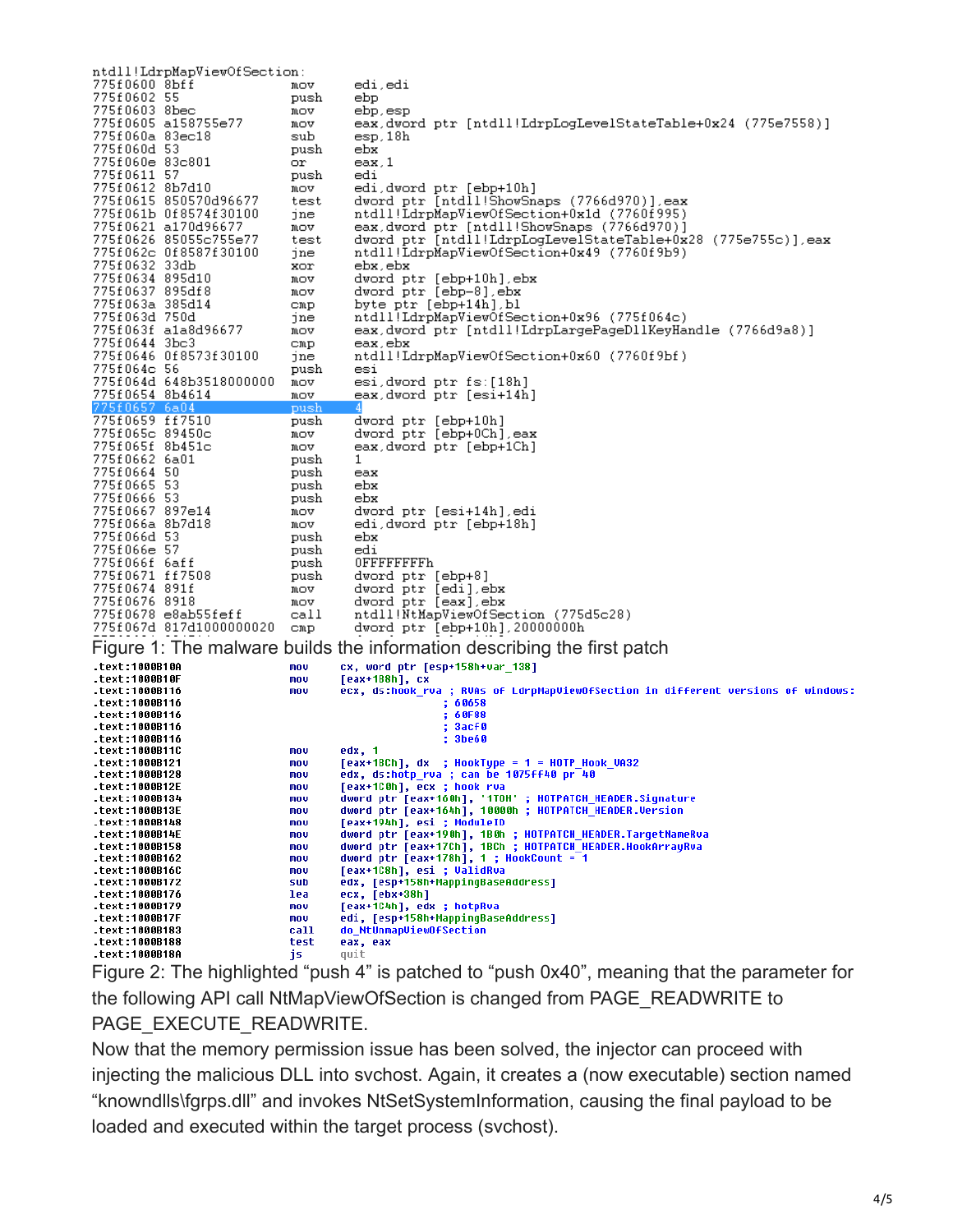```
ntdll!LdrpMapViewOfSection:
775f0600 8bff            mov     edi,edi
775f0602 55              push    ebp
775f0603 8bec            mov     ebp,esp
775f0605 a158755e77      mov     eax,dword ptr [ntdll!LdrpLogLevelStateTable+0x24 (775e7558)]
775f060a 83ec18          sub     esp,18h
775f060d 53              push    ebx
775f060e 83c801          or      eax,1
775f0611 57              push    edi
775f0612 8b7d10          mov     edi,dword ptr [ebp+10h]
775f0615 850570d96677    test    dword ptr [ntdll!ShowSnaps (7766d970)],eax
775f061b 0f8574f30100    jne     ntdll!LdrpMapViewOfSection+0x1d (7760f995)
775f0621 a170d96677      mov     eax,dword ptr [ntdll!ShowSnaps (7766d970)]
775f0626 85055c755e77    test    dword ptr [ntdll!LdrpLogLevelStateTable+0x28 (775e755c)],eax
775f062c 0f8587f30100    jne     ntdll!LdrpMapViewOfSection+0x49 (7760f9b9)
775f0632 33db            xor     ebx,ebx
775f0634 895d10          mov     dword ptr [ebp+10h],ebx
775f0637 895df8          mov     dword ptr [ebp-8],ebx
775f063a 385d14          cmp     byte ptr [ebp+14h],bl
775f063d 750d            jne     ntdll!LdrpMapViewOfSection+0x96 (775f064c)
775f063f a1a8d96677      mov     eax,dword ptr [ntdll!LdrpLargePageDllKeyHandle (7766d9a8)]
775f0644 3bc3            cmp     eax,ebx
775f0646 0f8573f30100    jne     ntdll!LdrpMapViewOfSection+0x60 (7760f9bf)
775f064c 56              push    esi
775f064d 648b3518000000  mov     esi,dword ptr fs:[18h]
775f0654 8b4614          mov     eax,dword ptr [esi+14h]
775f0657 6a04            push    4
775f0659 ff7510          push    dword ptr [ebp+10h]
775f065c 89450c          mov     dword ptr [ebp+0Ch],eax
775f065f 8b451c          mov     eax,dword ptr [ebp+1Ch]
775f0662 6a01            push    1
775f0664 50              push    eax
775f0665 53              push    ebx
775f0666 53              push    ebx
775f0667 897e14          mov     dword ptr [esi+14h],edi
775f066a 8b7d18          mov     edi,dword ptr [ebp+18h]
775f066d 53              push    ebx
775f066e 57              push    edi
775f066f 6aff            push    0FFFFFFFFh
775f0671 ff7508          push    dword ptr [ebp+8]
775f0674 891f            mov     dword ptr [edi],ebx
775f0676 8918            mov     dword ptr [eax],ebx
775f0678 e8ab55feff      call    ntdll!NtMapViewOfSection (775d5c28)
775f067d 817d1000000020  cmp     dword ptr [ebp+10h],20000000h
```

Figure 1: The malware builds the information describing the first patch

```
.text:1000B10A    mov     cx, word ptr [esp+158h+var_138]
.text:1000B10F    mov     [eax+188h], cx
.text:1000B116    mov     ecx, ds:hook_rva ; RVAs of LdrpMapViewOfSection in different versions of windows:
.text:1000B116                             ; 60658
.text:1000B116                             ; 60F88
.text:1000B116                             ; 3acF0
.text:1000B116                             ; 3be60
.text:1000B11C    mov     edx, 1
.text:1000B121    mov     [eax+18Ch], dx  ; HookType = 1 = HOTP_Hook_VA32
.text:1000B128    mov     edx, ds:hotp_rva ; can be 1075FF40 pr 40
.text:1000B12E    mov     [eax+1C0h], ecx ; hook rva
.text:1000B134    mov     dword ptr [eax+160h], '1TOH' ; HOTPATCH_HEADER.Signature
.text:1000B13E    mov     dword ptr [eax+164h], 10000h ; HOTPATCH_HEADER.Version
.text:1000B148    mov     [eax+194h], esi ; ModuleID
.text:1000B14E    mov     dword ptr [eax+190h], 1B0h ; HOTPATCH_HEADER.TargetNameRva
.text:1000B158    mov     dword ptr [eax+17Ch], 1BCh ; HOTPATCH_HEADER.HookArrayRva
.text:1000B162    mov     dword ptr [eax+178h], 1 ; HookCount = 1
.text:1000B16C    mov     [eax+1C8h], esi ; ValidRva
.text:1000B172    sub     edx, [esp+158h+MappingBaseAddress]
.text:1000B176    lea     ecx, [ebx+38h]
.text:1000B179    mov     [eax+1C4h], edx ; hotpRva
.text:1000B17F    mov     edi, [esp+158h+MappingBaseAddress]
.text:1000B183    call    do_NtUnmapViewOfSection
.text:1000B188    test    eax, eax
.text:1000B18A    js      quit
```

Figure 2: The highlighted "push 4" is patched to "push 0x40", meaning that the parameter for the following API call NtMapViewOfSection is changed from PAGE_READWRITE to PAGE_EXECUTE_READWRITE.

Now that the memory permission issue has been solved, the injector can proceed with injecting the malicious DLL into svchost. Again, it creates a (now executable) section named "knowndlls\fgrps.dll" and invokes NtSetSystemInformation, causing the final payload to be loaded and executed within the target process (svchost).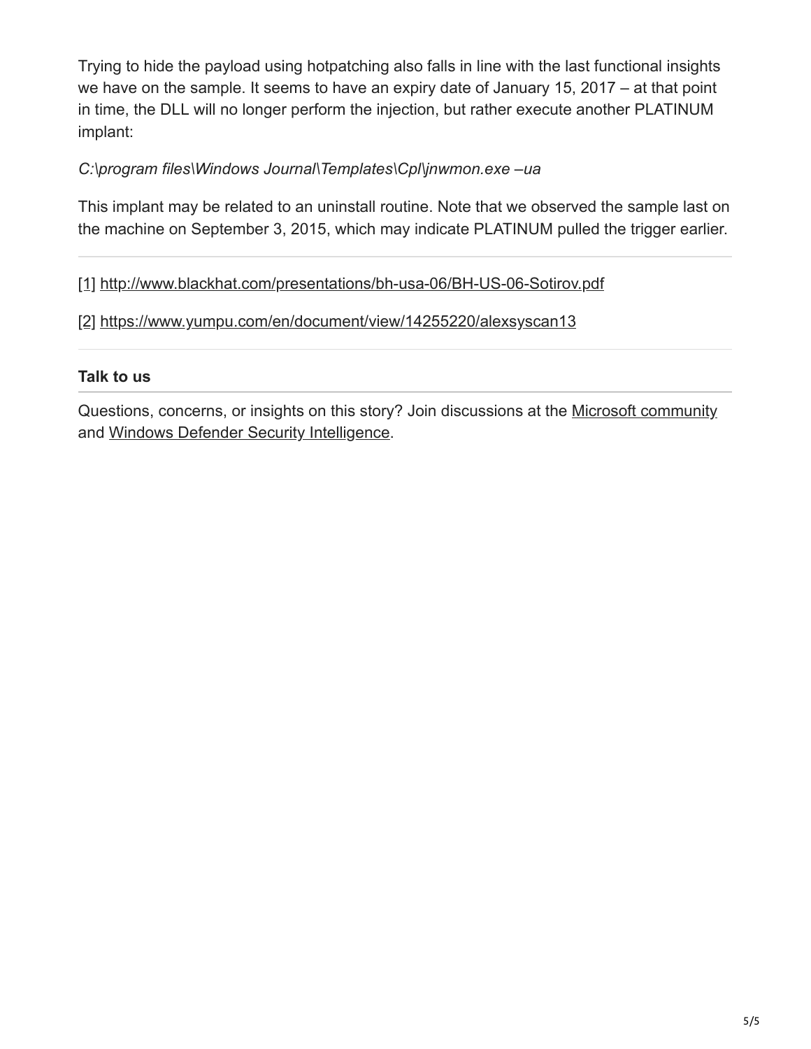Trying to hide the payload using hotpatching also falls in line with the last functional insights we have on the sample. It seems to have an expiry date of January 15, 2017 – at that point in time, the DLL will no longer perform the injection, but rather execute another PLATINUM implant:

*C:\program files\Windows Journal\Templates\Cpl\jnwmon.exe –ua*

This implant may be related to an uninstall routine. Note that we observed the sample last on the machine on September 3, 2015, which may indicate PLATINUM pulled the trigger earlier.

---

[1] http://www.blackhat.com/presentations/bh-usa-06/BH-US-06-Sotirov.pdf

[2] https://www.yumpu.com/en/document/view/14255220/alexsyscan13

---

**Talk to us**

Questions, concerns, or insights on this story? Join discussions at the Microsoft community and Windows Defender Security Intelligence.